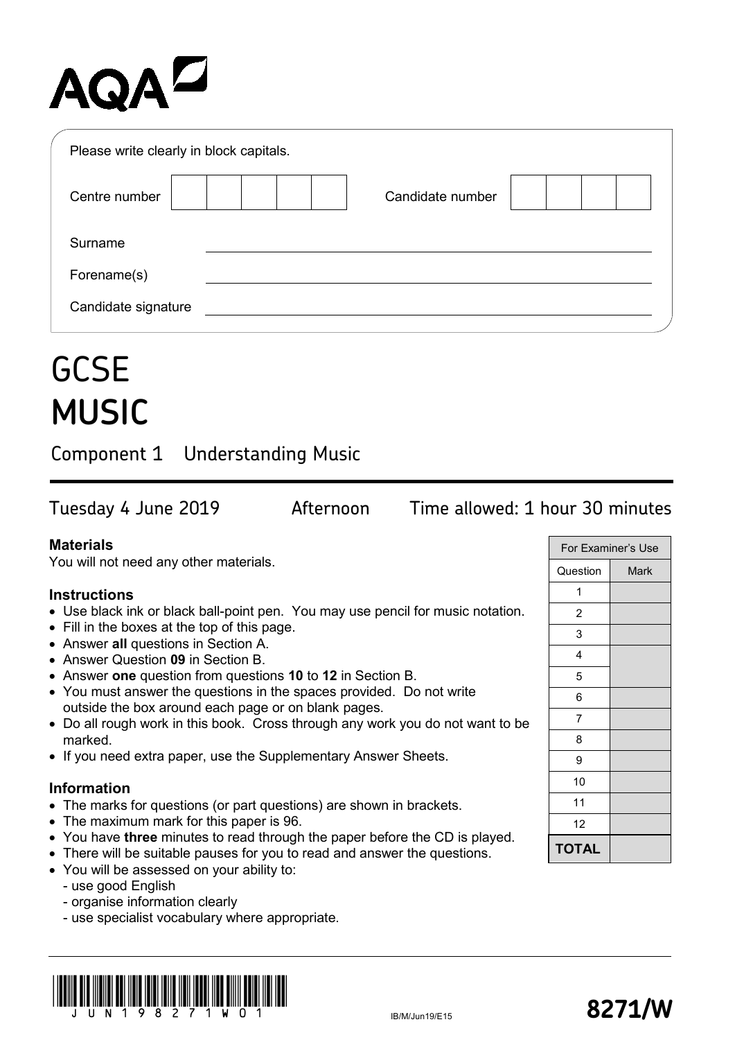AQA

Please write clearly in block capitals.

Centre number ☐☐☐☐☐ Candidate number ☐☐☐☐

Surname ____________________

Forename(s) ____________________

Candidate signature ____________________

# GCSE MUSIC

## Component 1 Understanding Music

Tuesday 4 June 2019 Afternoon Time allowed: 1 hour 30 minutes

**Materials**

You will not need any other materials.

**Instructions**

- Use black ink or black ball-point pen. You may use pencil for music notation.
- Fill in the boxes at the top of this page.
- Answer **all** questions in Section A.
- Answer Question **09** in Section B.
- Answer **one** question from questions **10** to **12** in Section B.
- You must answer the questions in the spaces provided. Do not write outside the box around each page or on blank pages.
- Do all rough work in this book. Cross through any work you do not want to be marked.
- If you need extra paper, use the Supplementary Answer Sheets.

**Information**

- The marks for questions (or part questions) are shown in brackets.
- The maximum mark for this paper is 96.
- You have **three** minutes to read through the paper before the CD is played.
- There will be suitable pauses for you to read and answer the questions.
- You will be assessed on your ability to:
  - use good English
  - organise information clearly
  - use specialist vocabulary where appropriate.

| For Examiner's Use | |
|---|---|
| Question | Mark |
| 1 | |
| 2 | |
| 3 | |
| 4 | |
| 5 | |
| 6 | |
| 7 | |
| 8 | |
| 9 | |
| 10 | |
| 11 | |
| 12 | |
| **TOTAL** | |

IB/M/Jun19/E15

**8271/W**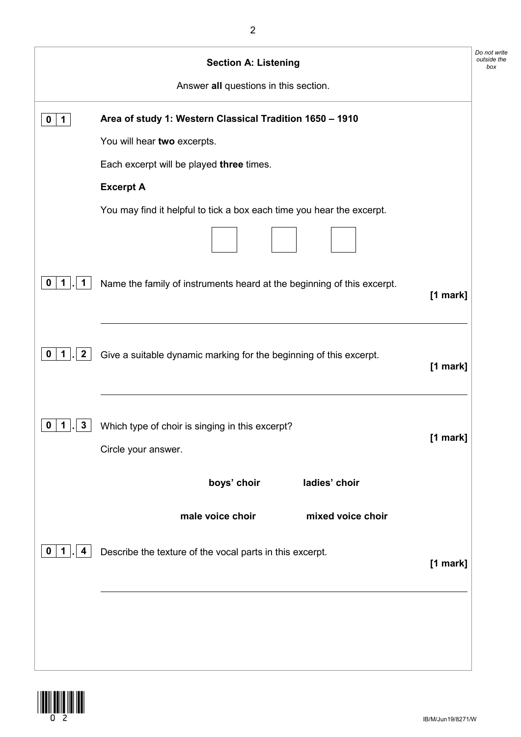## Section A: Listening

Answer **all** questions in this section.

**0 1** **Area of study 1: Western Classical Tradition 1650 – 1910**

You will hear **two** excerpts.

Each excerpt will be played **three** times.

**Excerpt A**

You may find it helpful to tick a box each time you hear the excerpt.

☐ ☐ ☐

**0 1 . 1** Name the family of instruments heard at the beginning of this excerpt. **[1 mark]**

______________________________________________

**0 1 . 2** Give a suitable dynamic marking for the beginning of this excerpt. **[1 mark]**

______________________________________________

**0 1 . 3** Which type of choir is singing in this excerpt? **[1 mark]**

Circle your answer.

**boys' choir** **ladies' choir**

**male voice choir** **mixed voice choir**

**0 1 . 4** Describe the texture of the vocal parts in this excerpt. **[1 mark]**

______________________________________________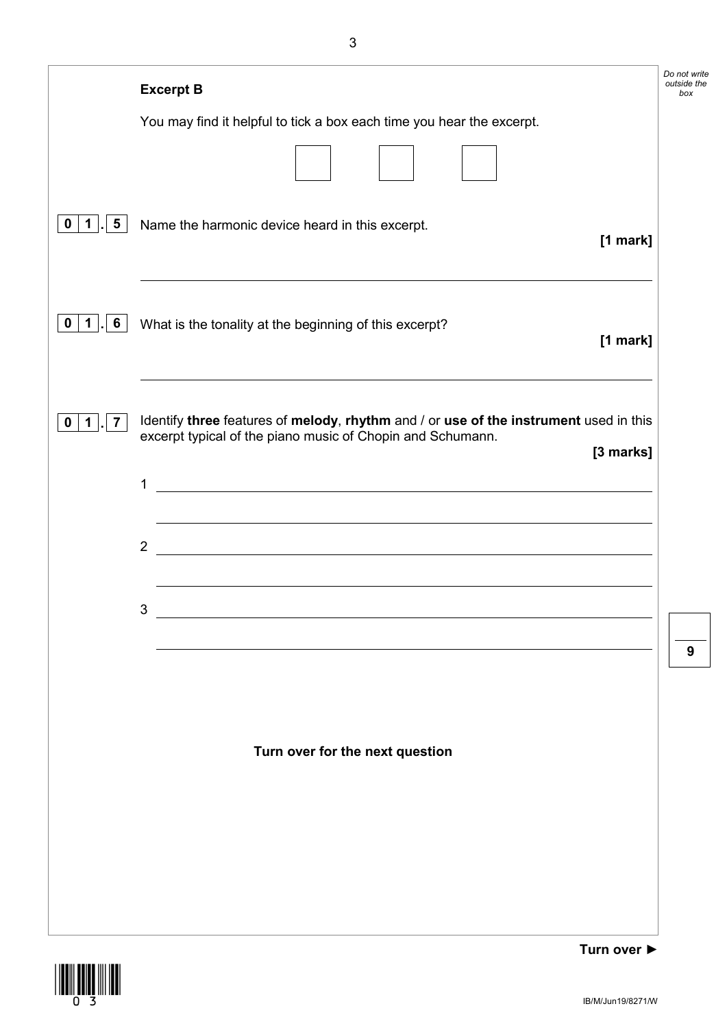**Excerpt B**

You may find it helpful to tick a box each time you hear the excerpt.

☐ ☐ ☐

**0 1 . 5** Name the harmonic device heard in this excerpt. **[1 mark]**

_______________________________________________

**0 1 . 6** What is the tonality at the beginning of this excerpt? **[1 mark]**

_______________________________________________

**0 1 . 7** Identify **three** features of **melody**, **rhythm** and / or **use of the instrument** used in this excerpt typical of the piano music of Chopin and Schumann. **[3 marks]**

1 _______________________________________________

_______________________________________________

2 _______________________________________________

_______________________________________________

3 _______________________________________________

_______________________________________________

**Turn over for the next question**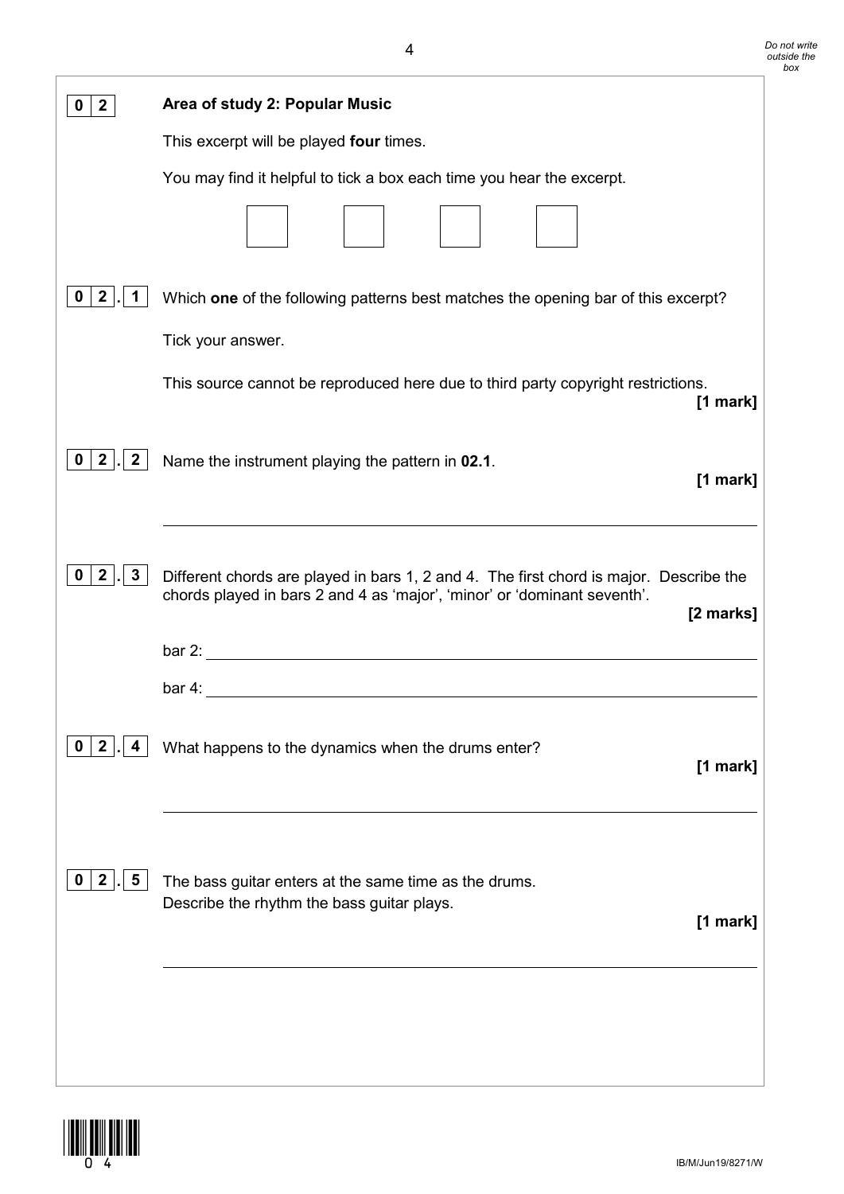**0 2** **Area of study 2: Popular Music**

This excerpt will be played **four** times.

You may find it helpful to tick a box each time you hear the excerpt.

☐ ☐ ☐ ☐

**0 2 . 1** Which **one** of the following patterns best matches the opening bar of this excerpt?

Tick your answer.

This source cannot be reproduced here due to third party copyright restrictions.

**[1 mark]**

**0 2 . 2** Name the instrument playing the pattern in **02.1**.

**[1 mark]**

______________________________________________

**0 2 . 3** Different chords are played in bars 1, 2 and 4. The first chord is major. Describe the chords played in bars 2 and 4 as 'major', 'minor' or 'dominant seventh'.

**[2 marks]**

bar 2: ______________________________________________

bar 4: ______________________________________________

**0 2 . 4** What happens to the dynamics when the drums enter?

**[1 mark]**

______________________________________________

**0 2 . 5** The bass guitar enters at the same time as the drums.
Describe the rhythm the bass guitar plays.

**[1 mark]**

______________________________________________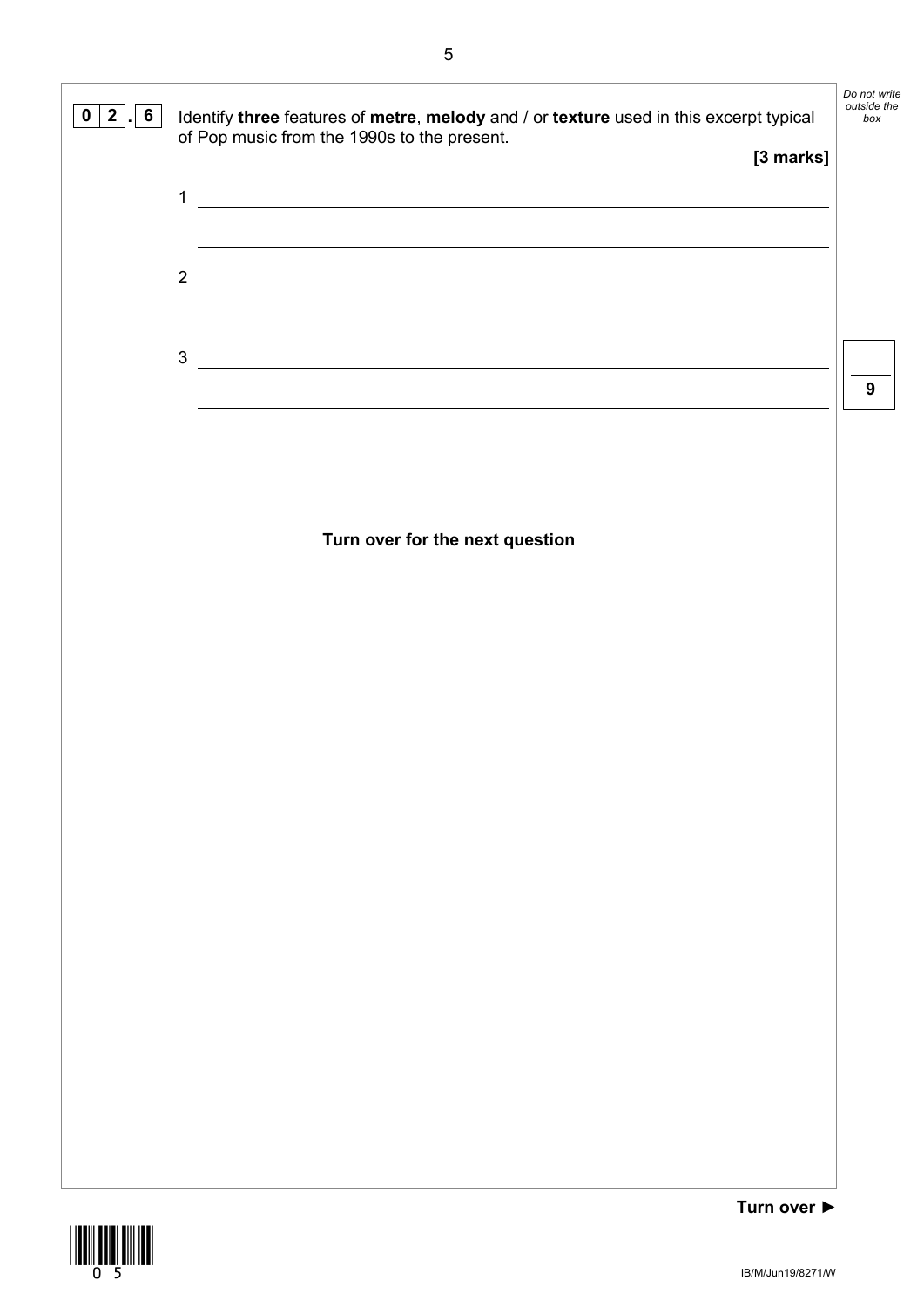**0 2 . 6** Identify **three** features of **metre**, **melody** and / or **texture** used in this excerpt typical of Pop music from the 1990s to the present.

**[3 marks]**

1 \_\_\_\_\_\_\_\_\_\_\_\_\_\_\_\_\_\_\_\_\_\_\_\_\_\_\_\_\_\_\_\_\_\_\_\_\_\_\_\_\_\_\_\_\_\_\_\_\_\_\_\_\_\_\_\_\_\_\_\_

\_\_\_\_\_\_\_\_\_\_\_\_\_\_\_\_\_\_\_\_\_\_\_\_\_\_\_\_\_\_\_\_\_\_\_\_\_\_\_\_\_\_\_\_\_\_\_\_\_\_\_\_\_\_\_\_\_\_\_\_

2 \_\_\_\_\_\_\_\_\_\_\_\_\_\_\_\_\_\_\_\_\_\_\_\_\_\_\_\_\_\_\_\_\_\_\_\_\_\_\_\_\_\_\_\_\_\_\_\_\_\_\_\_\_\_\_\_\_\_\_\_

\_\_\_\_\_\_\_\_\_\_\_\_\_\_\_\_\_\_\_\_\_\_\_\_\_\_\_\_\_\_\_\_\_\_\_\_\_\_\_\_\_\_\_\_\_\_\_\_\_\_\_\_\_\_\_\_\_\_\_\_

3 \_\_\_\_\_\_\_\_\_\_\_\_\_\_\_\_\_\_\_\_\_\_\_\_\_\_\_\_\_\_\_\_\_\_\_\_\_\_\_\_\_\_\_\_\_\_\_\_\_\_\_\_\_\_\_\_\_\_\_\_

\_\_\_\_\_\_\_\_\_\_\_\_\_\_\_\_\_\_\_\_\_\_\_\_\_\_\_\_\_\_\_\_\_\_\_\_\_\_\_\_\_\_\_\_\_\_\_\_\_\_\_\_\_\_\_\_\_\_\_\_

9

**Turn over for the next question**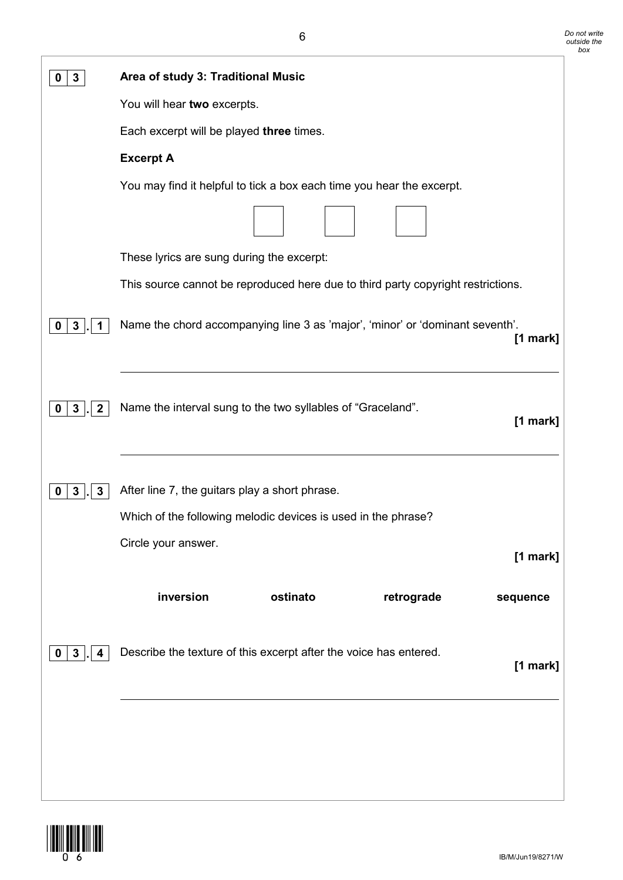**0 3** **Area of study 3: Traditional Music**

You will hear **two** excerpts.

Each excerpt will be played **three** times.

**Excerpt A**

You may find it helpful to tick a box each time you hear the excerpt.

☐ ☐ ☐

These lyrics are sung during the excerpt:

This source cannot be reproduced here due to third party copyright restrictions.

**0 3 . 1** Name the chord accompanying line 3 as 'major', 'minor' or 'dominant seventh'. **[1 mark]**

______________________________________________________________________

**0 3 . 2** Name the interval sung to the two syllables of "Graceland". **[1 mark]**

______________________________________________________________________

**0 3 . 3** After line 7, the guitars play a short phrase.

Which of the following melodic devices is used in the phrase?

Circle your answer. **[1 mark]**

**inversion** **ostinato** **retrograde** **sequence**

**0 3 . 4** Describe the texture of this excerpt after the voice has entered. **[1 mark]**

______________________________________________________________________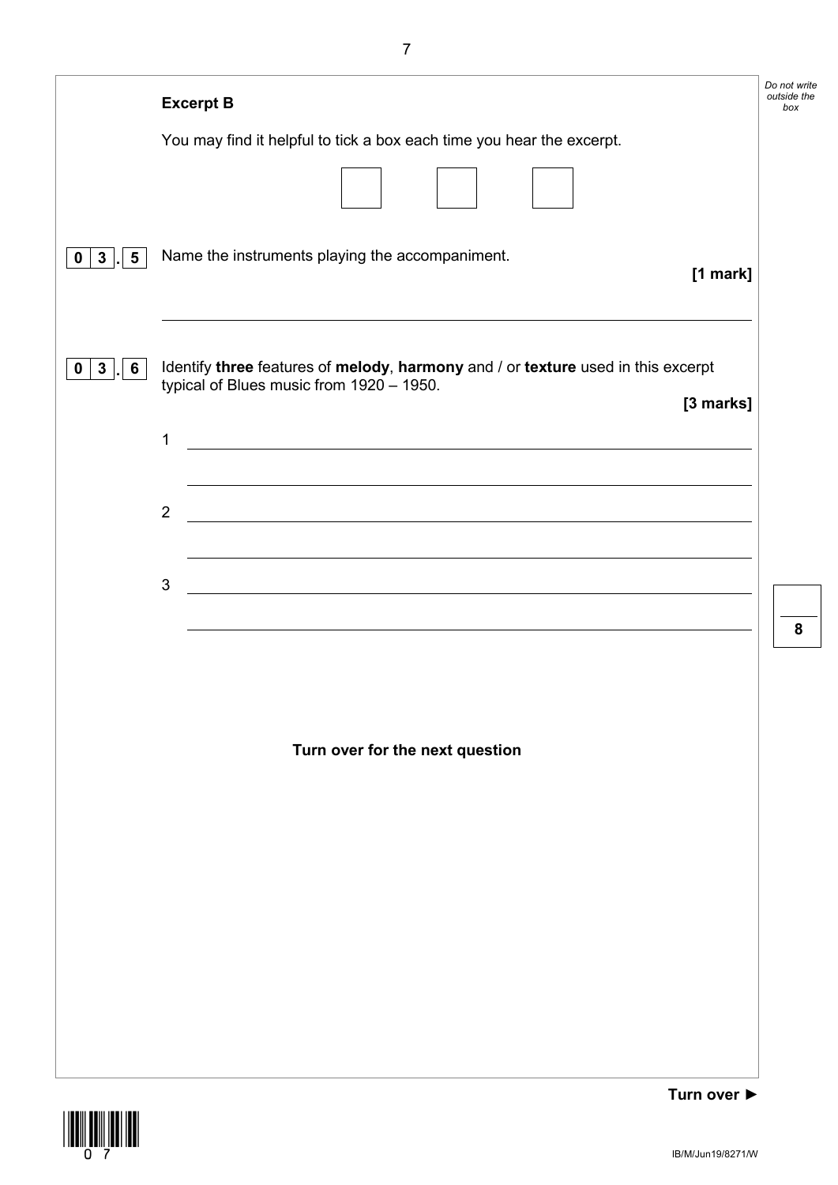**Excerpt B**

You may find it helpful to tick a box each time you hear the excerpt.

☐ ☐ ☐

**0 3 . 5** Name the instruments playing the accompaniment.

**[1 mark]**

______________________________________________________________________

**0 3 . 6** Identify **three** features of **melody**, **harmony** and / or **texture** used in this excerpt typical of Blues music from 1920 – 1950.

**[3 marks]**

1 ____________________________________________________________________

______________________________________________________________________

2 ____________________________________________________________________

______________________________________________________________________

3 ____________________________________________________________________

______________________________________________________________________

**Turn over for the next question**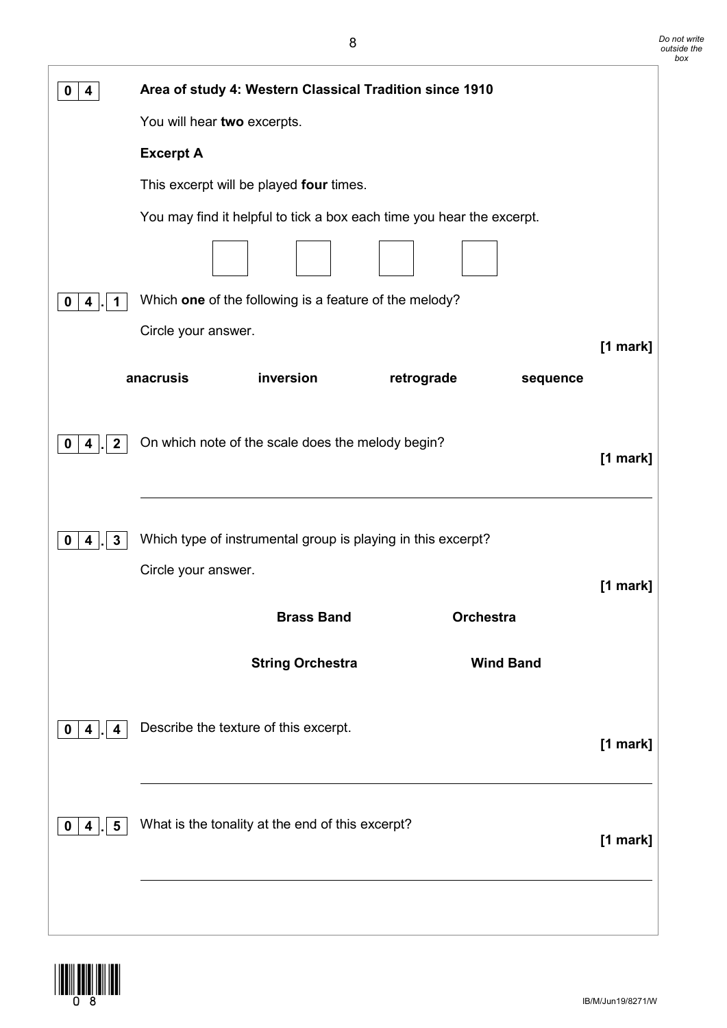**0 4** **Area of study 4: Western Classical Tradition since 1910**

You will hear **two** excerpts.

**Excerpt A**

This excerpt will be played **four** times.

You may find it helpful to tick a box each time you hear the excerpt.

☐ ☐ ☐ ☐

**0 4 . 1** Which **one** of the following is a feature of the melody?

Circle your answer.

**[1 mark]**

**anacrusis** **inversion** **retrograde** **sequence**

**0 4 . 2** On which note of the scale does the melody begin?

**[1 mark]**

_______________________________________________

**0 4 . 3** Which type of instrumental group is playing in this excerpt?

Circle your answer.

**[1 mark]**

**Brass Band** **Orchestra**

**String Orchestra** **Wind Band**

**0 4 . 4** Describe the texture of this excerpt.

**[1 mark]**

_______________________________________________

**0 4 . 5** What is the tonality at the end of this excerpt?

**[1 mark]**

_______________________________________________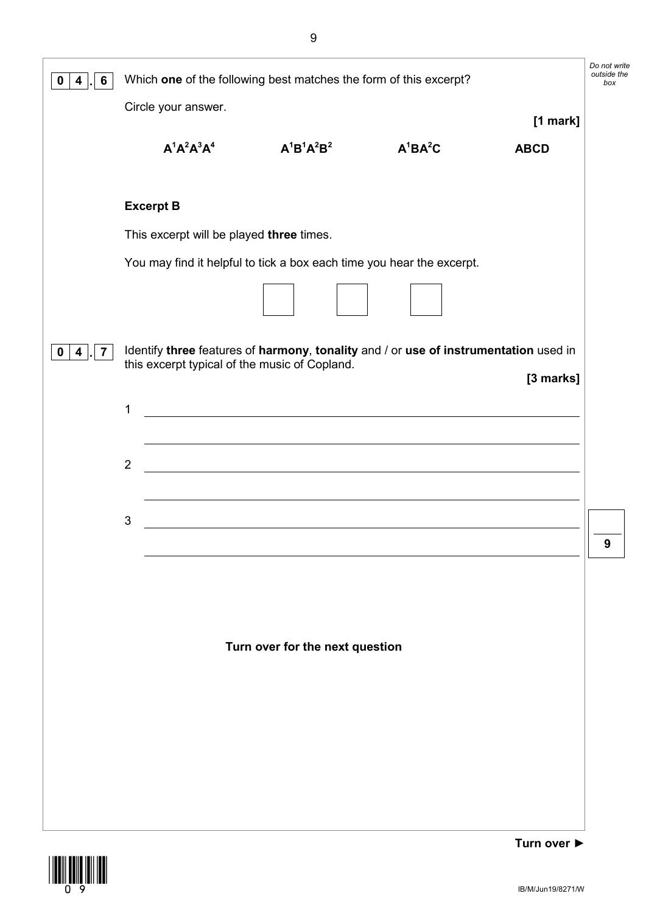**0 4 . 6** Which **one** of the following best matches the form of this excerpt?

Circle your answer.

**[1 mark]**

$A^1A^2A^3A^4$ $A^1B^1A^2B^2$ $A^1BA^2C$ ABCD

**Excerpt B**

This excerpt will be played **three** times.

You may find it helpful to tick a box each time you hear the excerpt.

☐ ☐ ☐

**0 4 . 7** Identify **three** features of **harmony**, **tonality** and / or **use of instrumentation** used in this excerpt typical of the music of Copland.

**[3 marks]**

1 ______________________________________________________________

______________________________________________________________

2 ______________________________________________________________

______________________________________________________________

3 ______________________________________________________________

______________________________________________________________

**Turn over for the next question**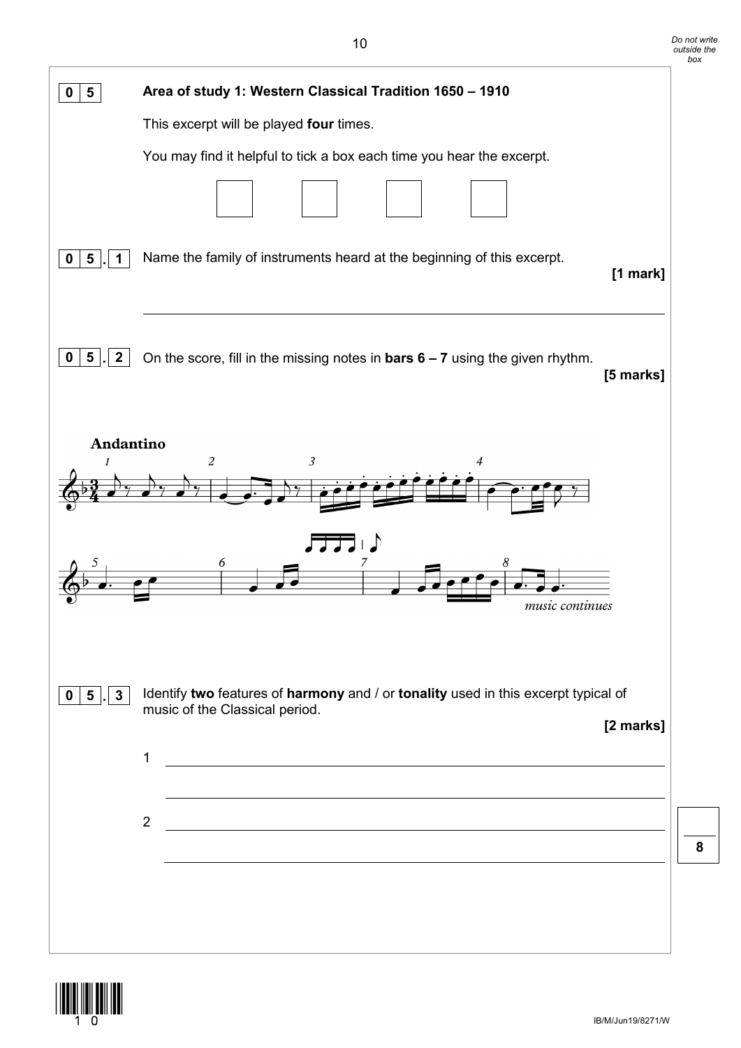**0 5** **Area of study 1: Western Classical Tradition 1650 – 1910**

This excerpt will be played **four** times.

You may find it helpful to tick a box each time you hear the excerpt.

☐ ☐ ☐ ☐

**0 5 . 1** Name the family of instruments heard at the beginning of this excerpt.

**[1 mark]**

______________________________________________________________

**0 5 . 2** On the score, fill in the missing notes in **bars 6 – 7** using the given rhythm.

**[5 marks]**

**Andantino**

*music continues*

**0 5 . 3** Identify **two** features of **harmony** and / or **tonality** used in this excerpt typical of music of the Classical period.

**[2 marks]**

1 ______________________________________________________________

______________________________________________________________

2 ______________________________________________________________

______________________________________________________________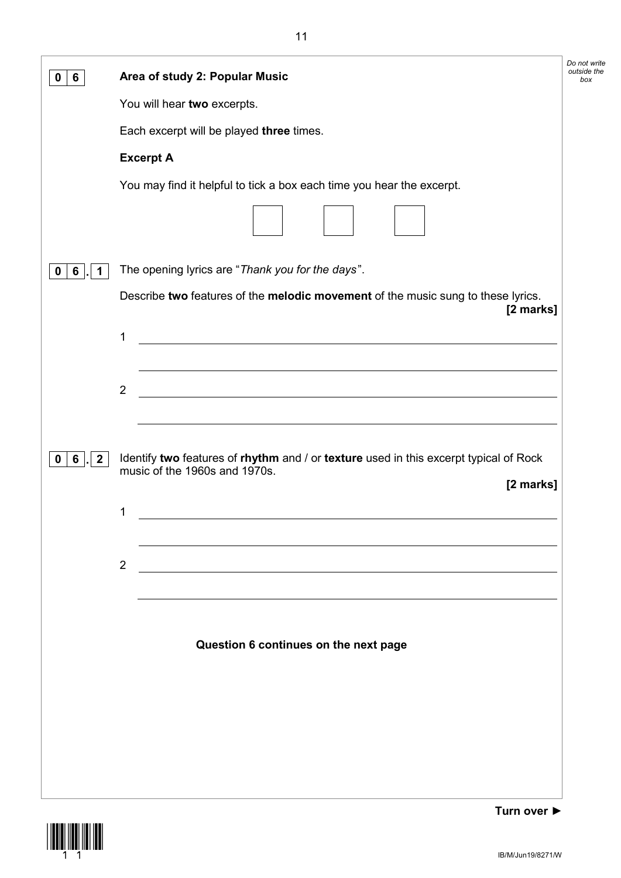**0 6** **Area of study 2: Popular Music**

You will hear **two** excerpts.

Each excerpt will be played **three** times.

**Excerpt A**

You may find it helpful to tick a box each time you hear the excerpt.

☐ ☐ ☐

**0 6 . 1** The opening lyrics are "*Thank you for the days*".

Describe **two** features of the **melodic movement** of the music sung to these lyrics. **[2 marks]**

1 ____________________________________________

____________________________________________

2 ____________________________________________

____________________________________________

**0 6 . 2** Identify **two** features of **rhythm** and / or **texture** used in this excerpt typical of Rock music of the 1960s and 1970s. **[2 marks]**

1 ____________________________________________

____________________________________________

2 ____________________________________________

____________________________________________

**Question 6 continues on the next page**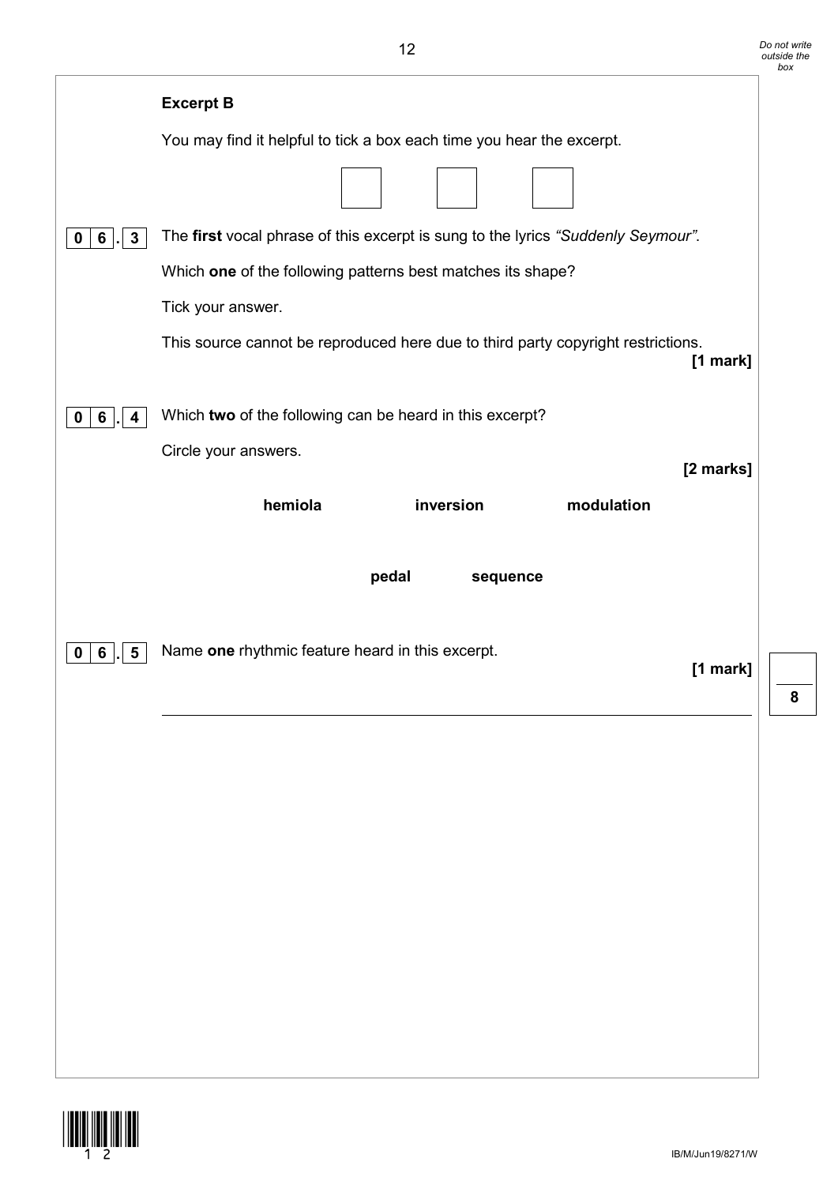**Excerpt B**

You may find it helpful to tick a box each time you hear the excerpt.

☐ ☐ ☐

**0 6 . 3** The **first** vocal phrase of this excerpt is sung to the lyrics *"Suddenly Seymour"*.

Which **one** of the following patterns best matches its shape?

Tick your answer.

This source cannot be reproduced here due to third party copyright restrictions.

**[1 mark]**

**0 6 . 4** Which **two** of the following can be heard in this excerpt?

Circle your answers.

**[2 marks]**

**hemiola** **inversion** **modulation**

**pedal** **sequence**

**0 6 . 5** Name **one** rhythmic feature heard in this excerpt.

**[1 mark]**

_______________________________________________

8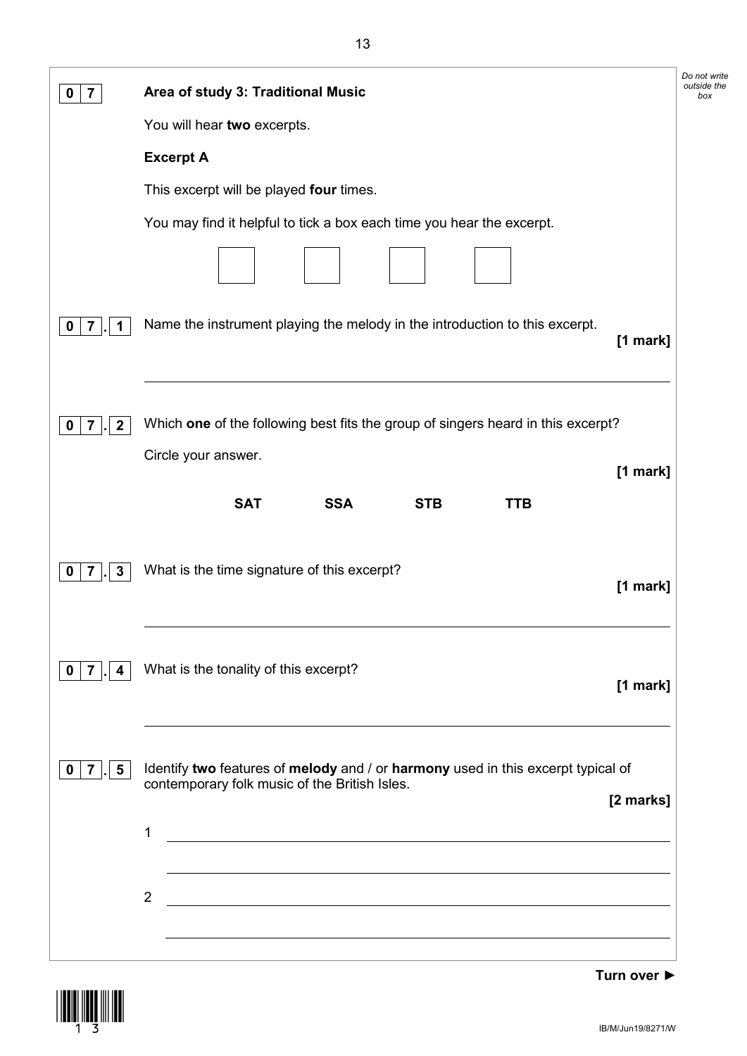**0 7** **Area of study 3: Traditional Music**

You will hear **two** excerpts.

**Excerpt A**

This excerpt will be played **four** times.

You may find it helpful to tick a box each time you hear the excerpt.

☐ ☐ ☐ ☐

**0 7 . 1** Name the instrument playing the melody in the introduction to this excerpt. **[1 mark]**

____________________________________________

**0 7 . 2** Which **one** of the following best fits the group of singers heard in this excerpt?

Circle your answer. **[1 mark]**

**SAT** **SSA** **STB** **TTB**

**0 7 . 3** What is the time signature of this excerpt? **[1 mark]**

____________________________________________

**0 7 . 4** What is the tonality of this excerpt? **[1 mark]**

____________________________________________

**0 7 . 5** Identify **two** features of **melody** and / or **harmony** used in this excerpt typical of contemporary folk music of the British Isles. **[2 marks]**

1 ____________________________________________

____________________________________________

2 ____________________________________________

____________________________________________

**Turn over ►**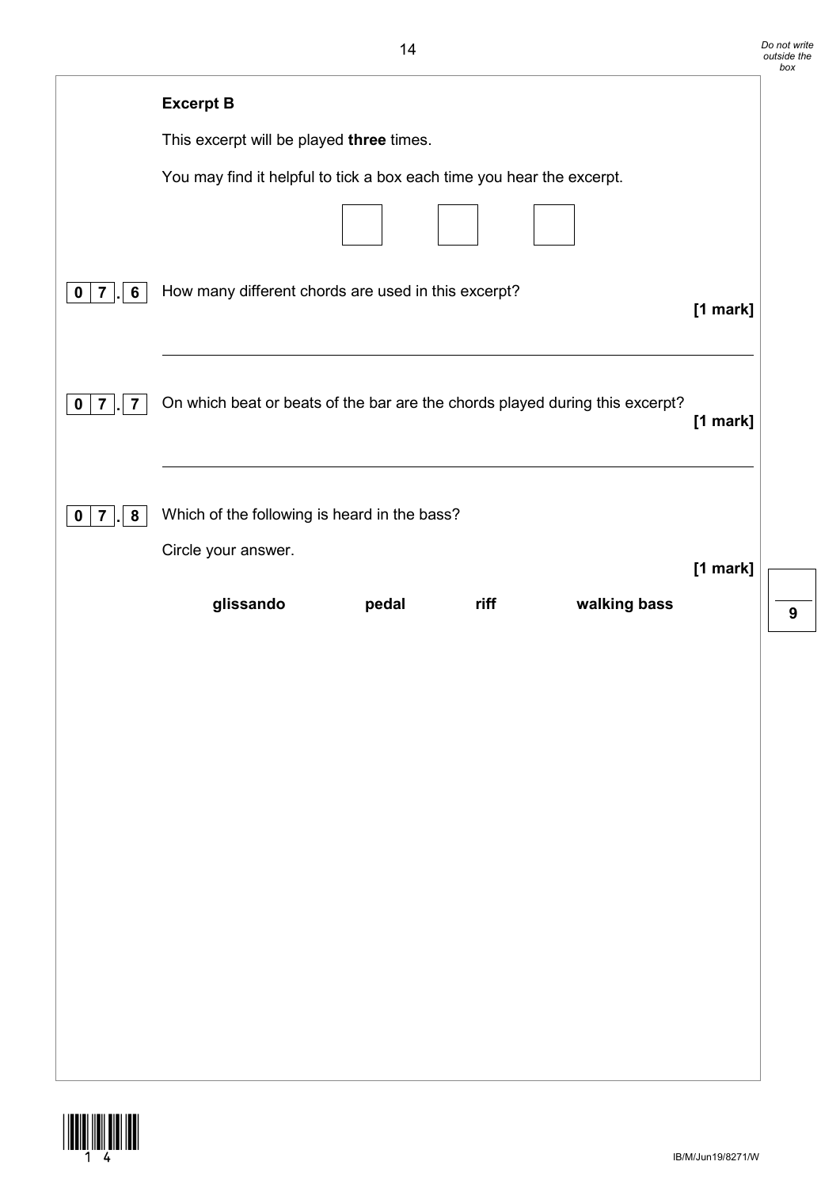**Excerpt B**

This excerpt will be played **three** times.

You may find it helpful to tick a box each time you hear the excerpt.

☐ ☐ ☐

**0 7 . 6** How many different chords are used in this excerpt? **[1 mark]**

______________________________________________________________________

**0 7 . 7** On which beat or beats of the bar are the chords played during this excerpt? **[1 mark]**

______________________________________________________________________

**0 7 . 8** Which of the following is heard in the bass?

Circle your answer. **[1 mark]**

**glissando** **pedal** **riff** **walking bass**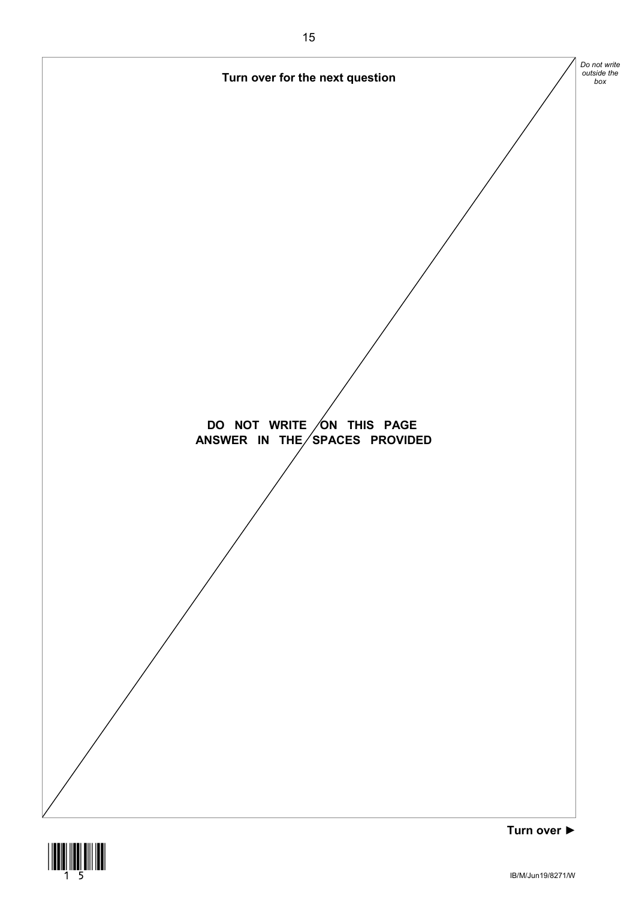**Turn over for the next question**

**DO NOT WRITE ON THIS PAGE**
**ANSWER IN THE SPACES PROVIDED**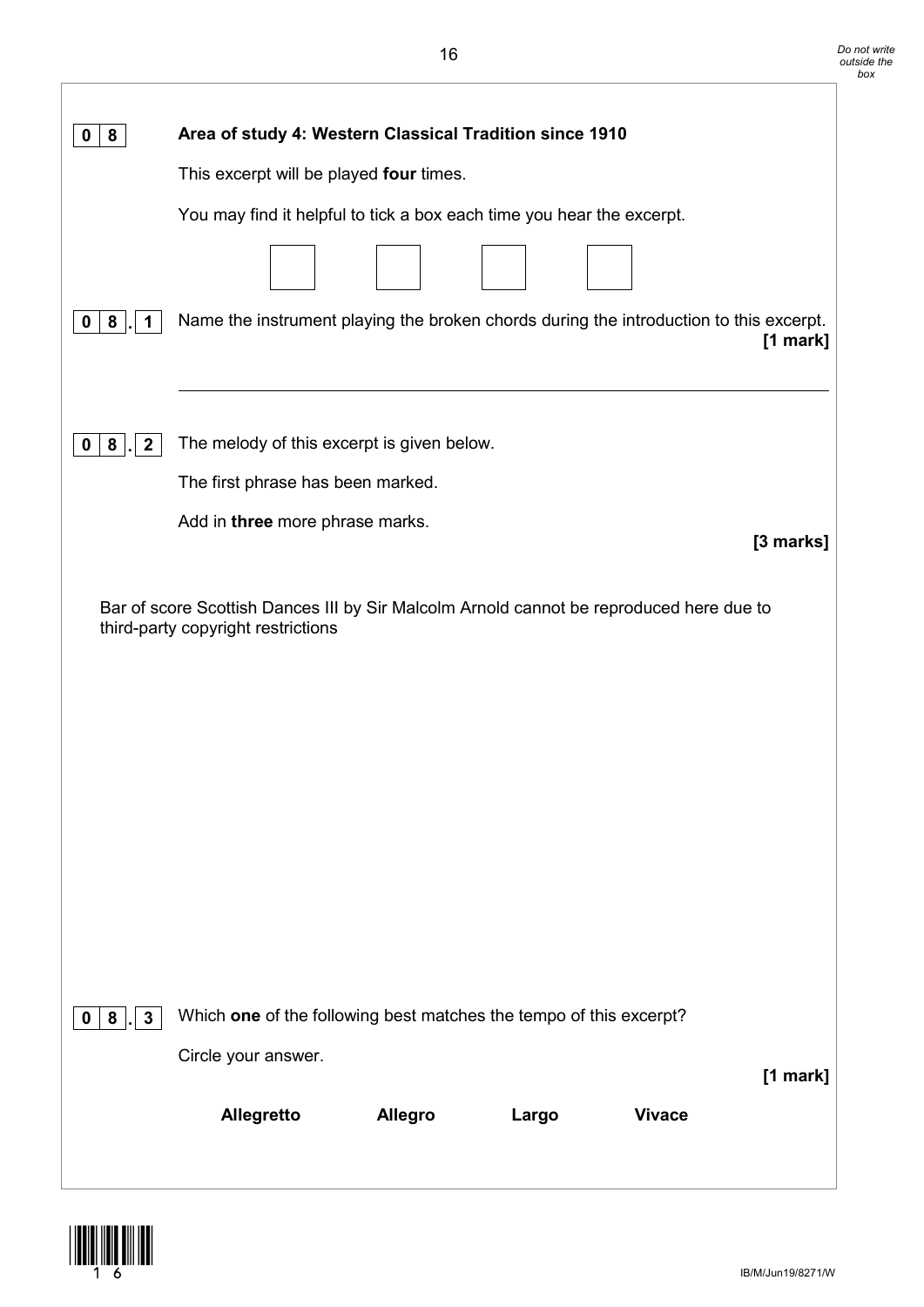**0 8** **Area of study 4: Western Classical Tradition since 1910**

This excerpt will be played **four** times.

You may find it helpful to tick a box each time you hear the excerpt.

☐ ☐ ☐ ☐

**0 8 . 1** Name the instrument playing the broken chords during the introduction to this excerpt. **[1 mark]**

______________________________________________________________________

**0 8 . 2** The melody of this excerpt is given below.

The first phrase has been marked.

Add in **three** more phrase marks. **[3 marks]**

Bar of score Scottish Dances III by Sir Malcolm Arnold cannot be reproduced here due to third-party copyright restrictions

**0 8 . 3** Which **one** of the following best matches the tempo of this excerpt?

Circle your answer. **[1 mark]**

**Allegretto** **Allegro** **Largo** **Vivace**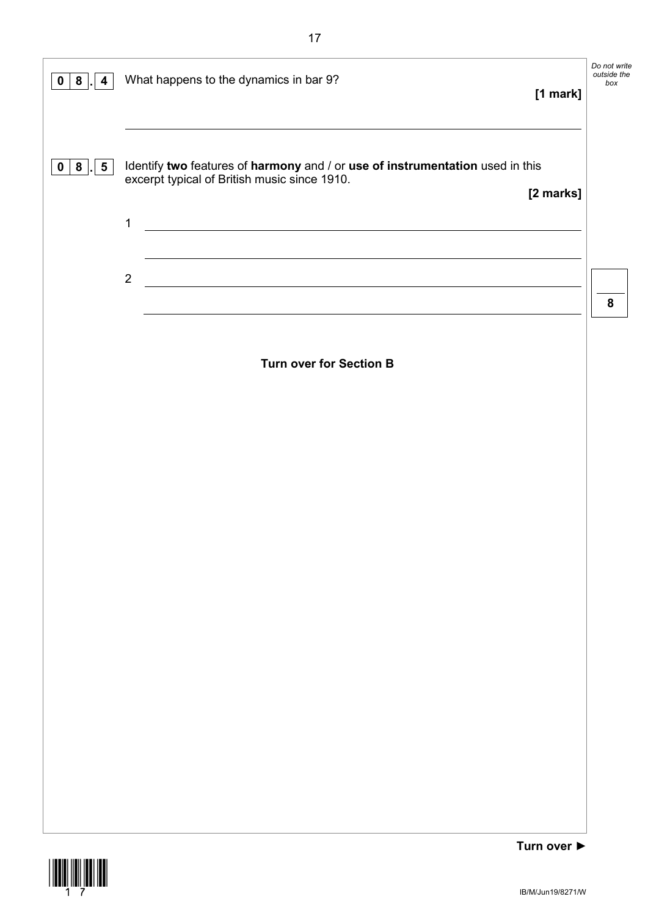**0 8 . 4** What happens to the dynamics in bar 9?

**[1 mark]**

______________________________________________________________________

**0 8 . 5** Identify **two** features of **harmony** and / or **use of instrumentation** used in this excerpt typical of British music since 1910.

**[2 marks]**

1 ______________________________________________________________________

______________________________________________________________________

2 ______________________________________________________________________

______________________________________________________________________

**Turn over for Section B**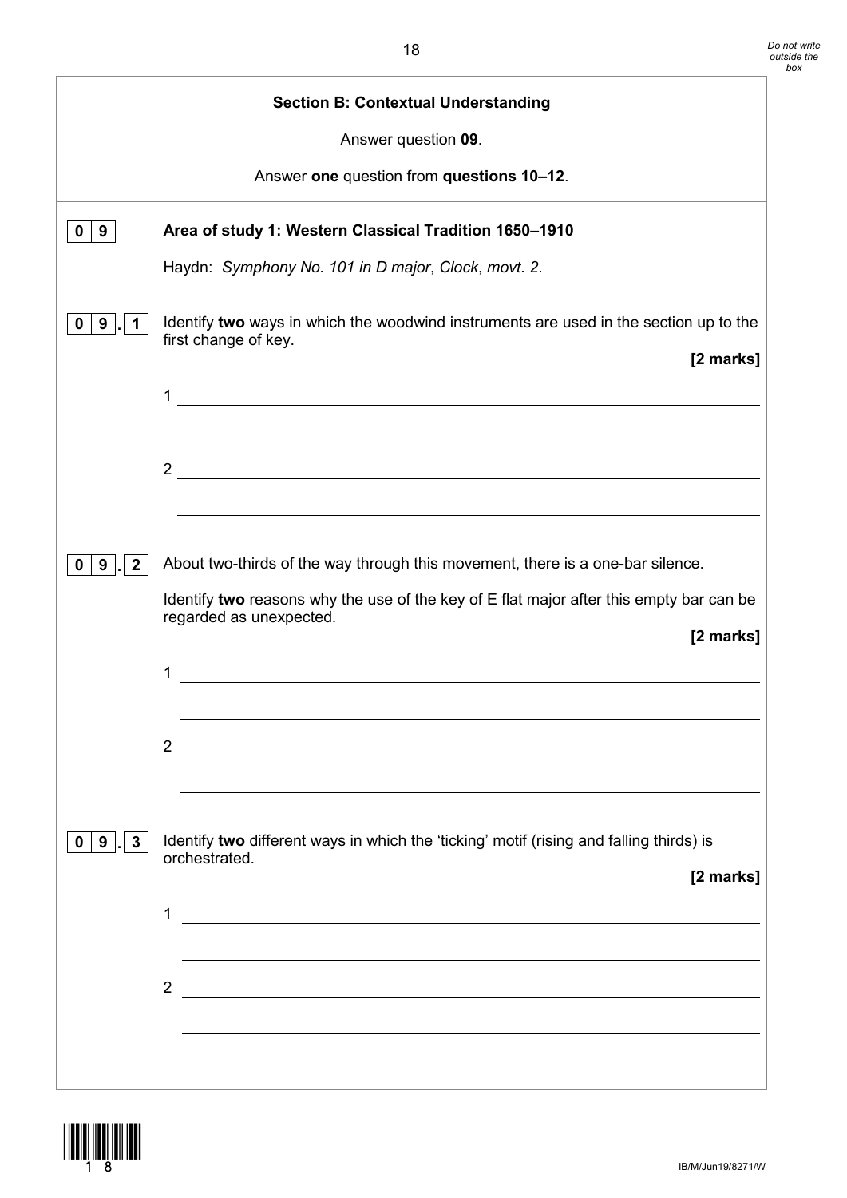## Section B: Contextual Understanding

Answer question **09**.

Answer **one** question from **questions 10–12**.

**0 9** **Area of study 1: Western Classical Tradition 1650–1910**

Haydn: *Symphony No. 101 in D major*, *Clock*, *movt. 2*.

**0 9 . 1** Identify **two** ways in which the woodwind instruments are used in the section up to the first change of key.

**[2 marks]**

1 ______________________________________________

______________________________________________

2 ______________________________________________

______________________________________________

**0 9 . 2** About two-thirds of the way through this movement, there is a one-bar silence.

Identify **two** reasons why the use of the key of E flat major after this empty bar can be regarded as unexpected.

**[2 marks]**

1 ______________________________________________

______________________________________________

2 ______________________________________________

______________________________________________

**0 9 . 3** Identify **two** different ways in which the 'ticking' motif (rising and falling thirds) is orchestrated.

**[2 marks]**

1 ______________________________________________

______________________________________________

2 ______________________________________________

______________________________________________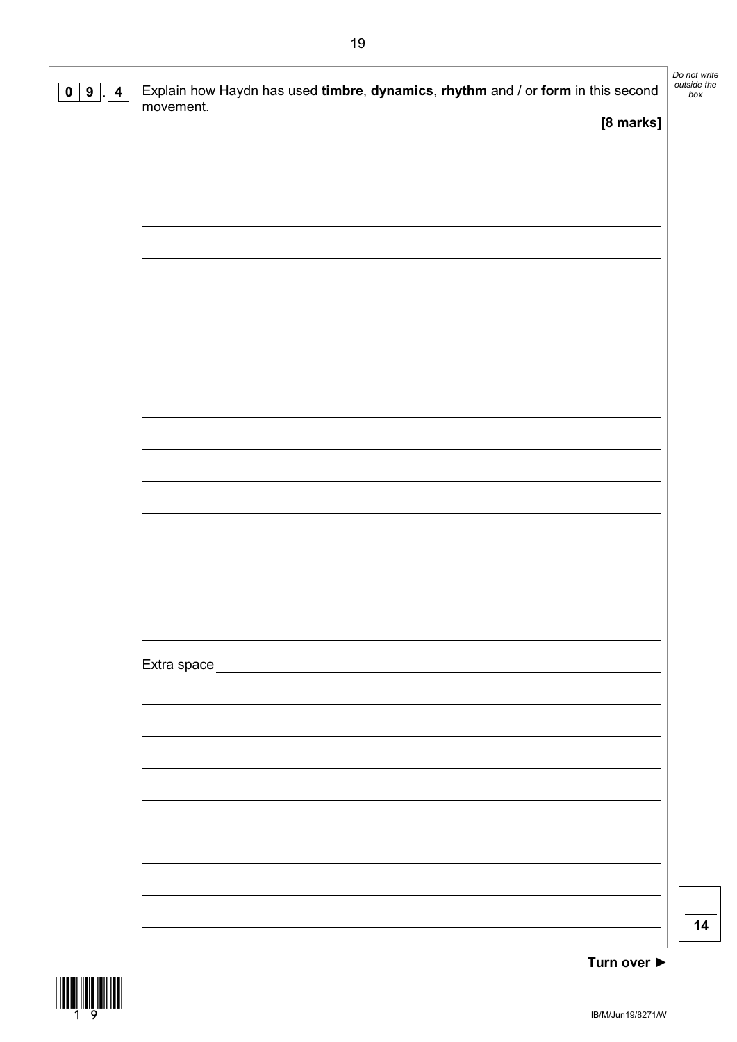**0 9 . 4** Explain how Haydn has used **timbre**, **dynamics**, **rhythm** and / or **form** in this second movement.

**[8 marks]**

Extra space

14

**Turn over ►**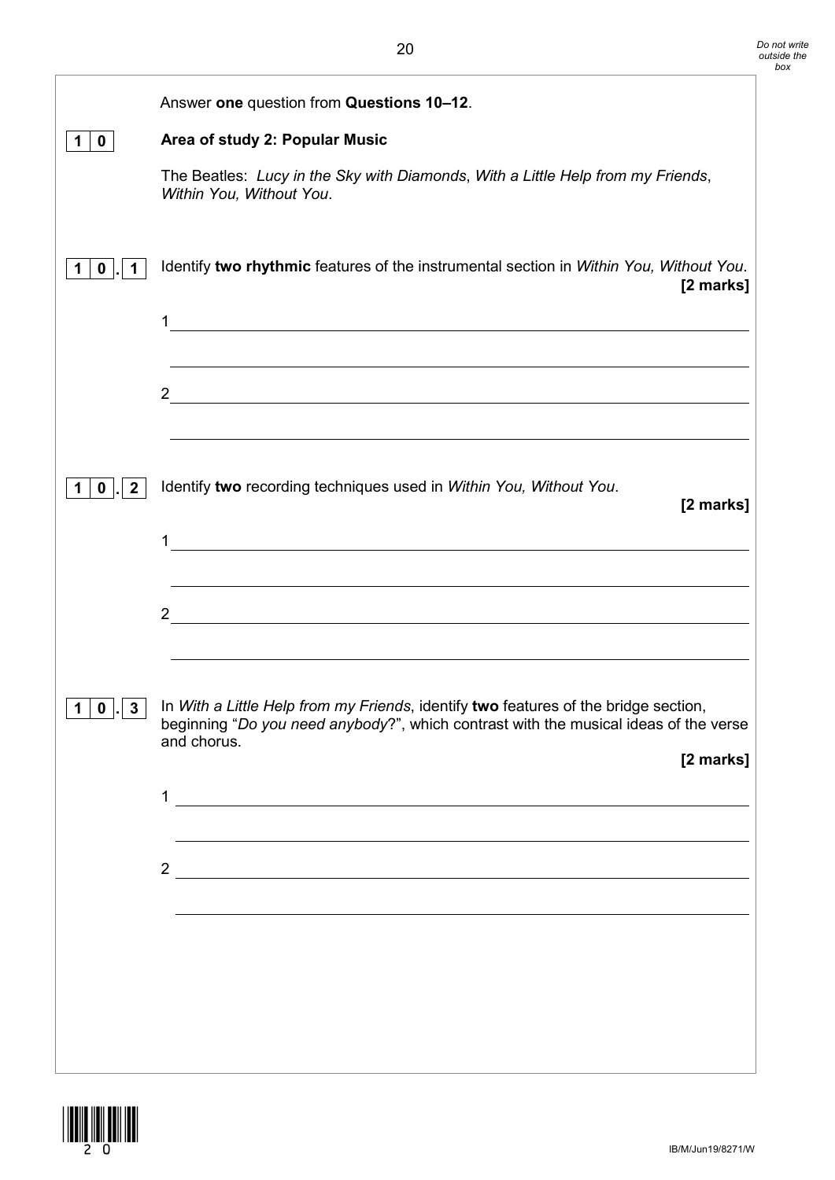Answer **one** question from **Questions 10–12**.

**1 0** **Area of study 2: Popular Music**

The Beatles: *Lucy in the Sky with Diamonds*, *With a Little Help from my Friends*, *Within You, Without You*.

**1 0 . 1** Identify **two rhythmic** features of the instrumental section in *Within You, Without You*.

**[2 marks]**

1 ______________________________________________________________

______________________________________________________________

2 ______________________________________________________________

______________________________________________________________

**1 0 . 2** Identify **two** recording techniques used in *Within You, Without You*.

**[2 marks]**

1 ______________________________________________________________

______________________________________________________________

2 ______________________________________________________________

______________________________________________________________

**1 0 . 3** In *With a Little Help from my Friends*, identify **two** features of the bridge section, beginning "*Do you need anybody*?", which contrast with the musical ideas of the verse and chorus.

**[2 marks]**

1 ______________________________________________________________

______________________________________________________________

2 ______________________________________________________________

______________________________________________________________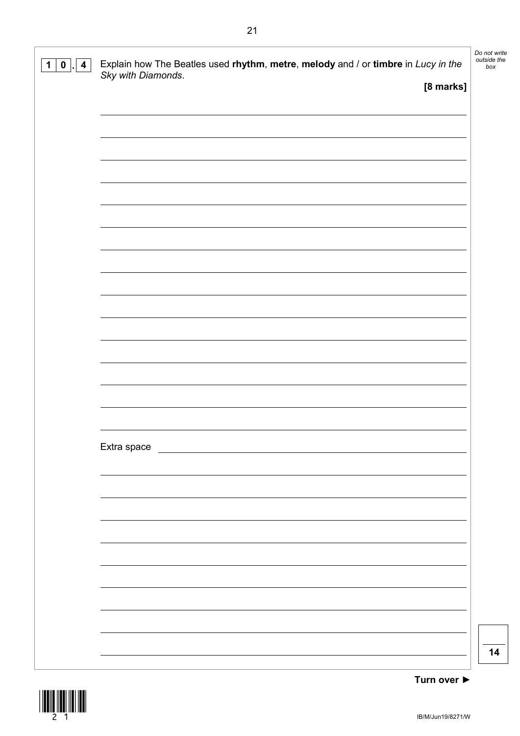**1 0 . 4** Explain how The Beatles used **rhythm**, **metre**, **melody** and / or **timbre** in *Lucy in the Sky with Diamonds*.

**[8 marks]**

_______________________________________________

_______________________________________________

_______________________________________________

_______________________________________________

_______________________________________________

_______________________________________________

_______________________________________________

_______________________________________________

_______________________________________________

_______________________________________________

_______________________________________________

_______________________________________________

_______________________________________________

_______________________________________________

_______________________________________________

Extra space _______________________________________________

_______________________________________________

_______________________________________________

_______________________________________________

_______________________________________________

_______________________________________________

_______________________________________________

_______________________________________________

_______________________________________________

_______________________________________________

14

Turn over ►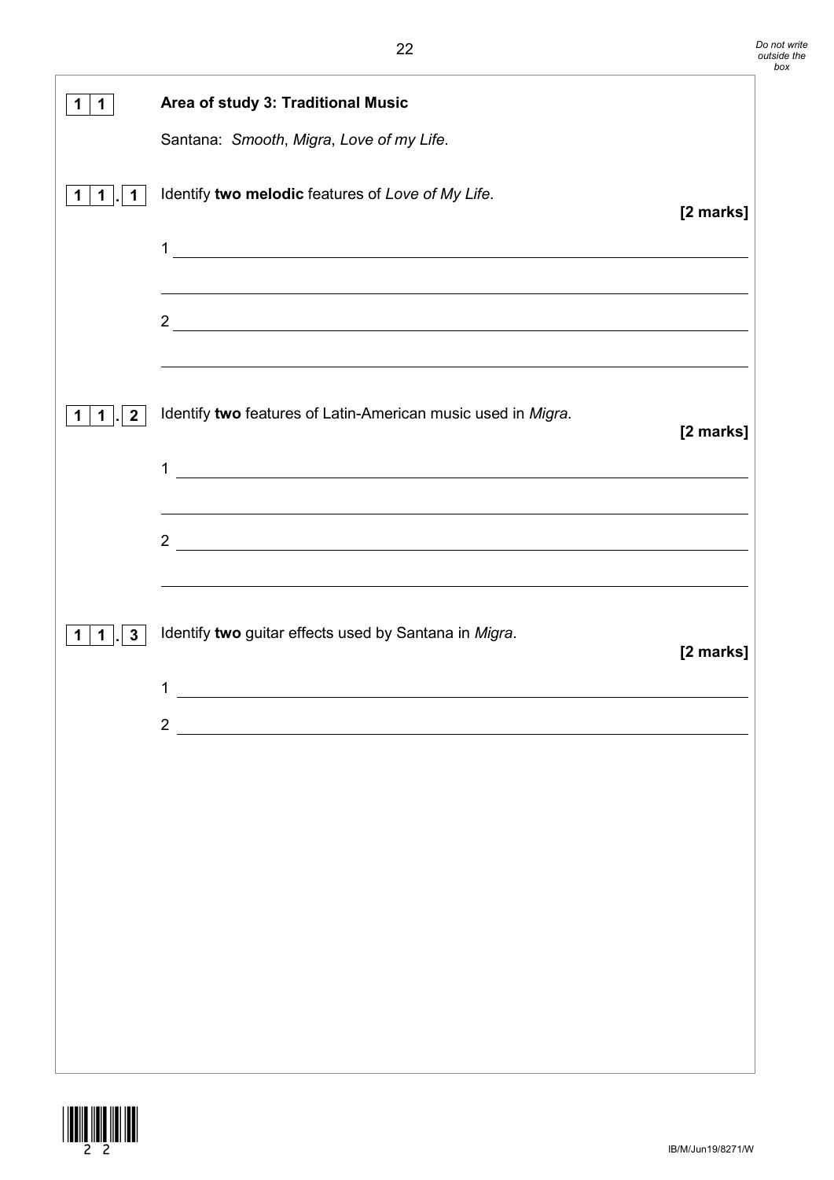**1 1** **Area of study 3: Traditional Music**

Santana: *Smooth*, *Migra*, *Love of my Life*.

**1 1 . 1** Identify **two melodic** features of *Love of My Life*.

**[2 marks]**

1 ______________________________________________________________

______________________________________________________________

2 ______________________________________________________________

______________________________________________________________

**1 1 . 2** Identify **two** features of Latin-American music used in *Migra*.

**[2 marks]**

1 ______________________________________________________________

______________________________________________________________

2 ______________________________________________________________

______________________________________________________________

**1 1 . 3** Identify **two** guitar effects used by Santana in *Migra*.

**[2 marks]**

1 ______________________________________________________________

2 ______________________________________________________________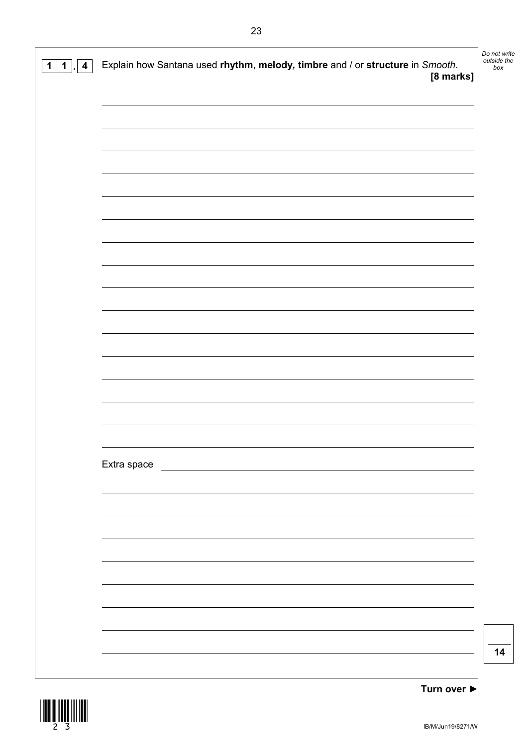**1 1 . 4** Explain how Santana used **rhythm**, **melody**, **timbre** and / or **structure** in *Smooth*.

**[8 marks]**

Extra space

**14**

**Turn over ►**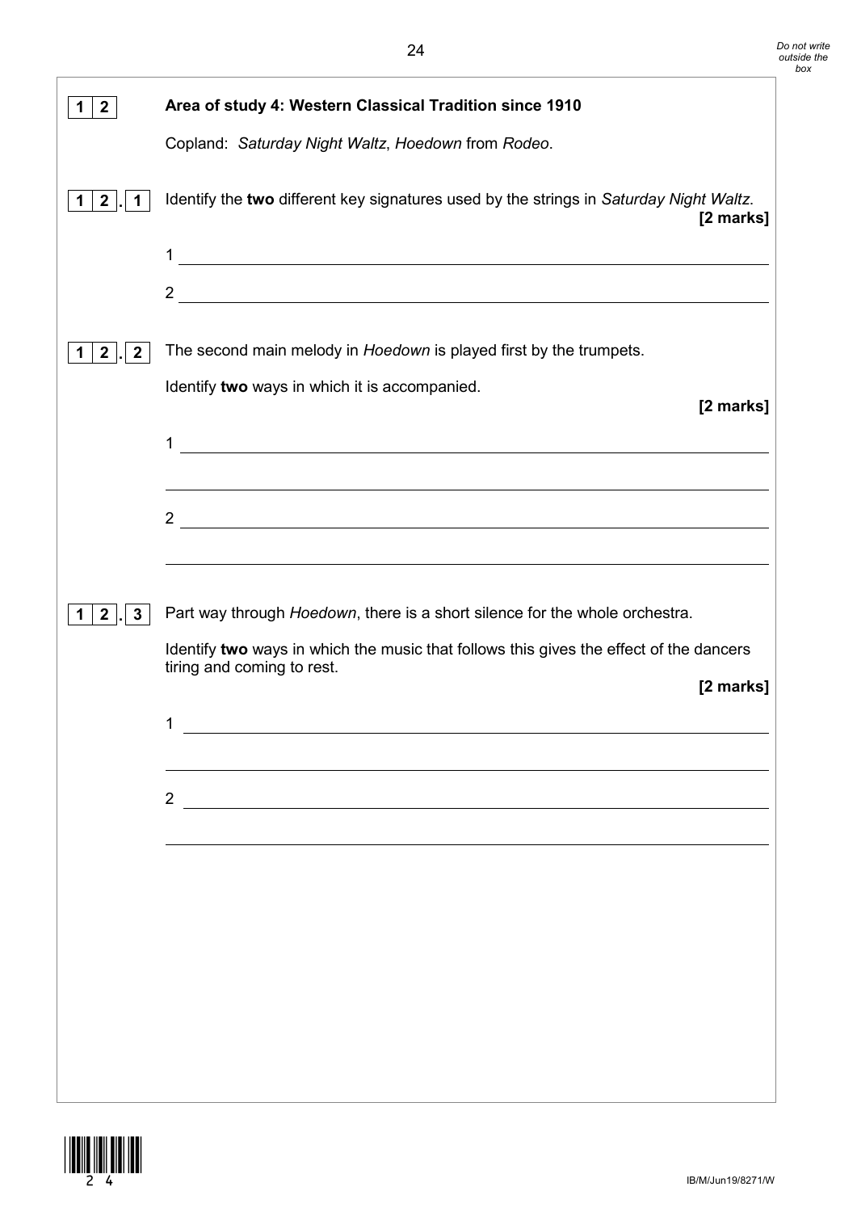**1 2** **Area of study 4: Western Classical Tradition since 1910**

Copland: *Saturday Night Waltz*, *Hoedown* from *Rodeo*.

**1 2 . 1** Identify the **two** different key signatures used by the strings in *Saturday Night Waltz*. **[2 marks]**

1 ______________________________________________________________

2 ______________________________________________________________

**1 2 . 2** The second main melody in *Hoedown* is played first by the trumpets.

Identify **two** ways in which it is accompanied. **[2 marks]**

1 ______________________________________________________________

______________________________________________________________

2 ______________________________________________________________

______________________________________________________________

**1 2 . 3** Part way through *Hoedown*, there is a short silence for the whole orchestra.

Identify **two** ways in which the music that follows this gives the effect of the dancers tiring and coming to rest. **[2 marks]**

1 ______________________________________________________________

______________________________________________________________

2 ______________________________________________________________

______________________________________________________________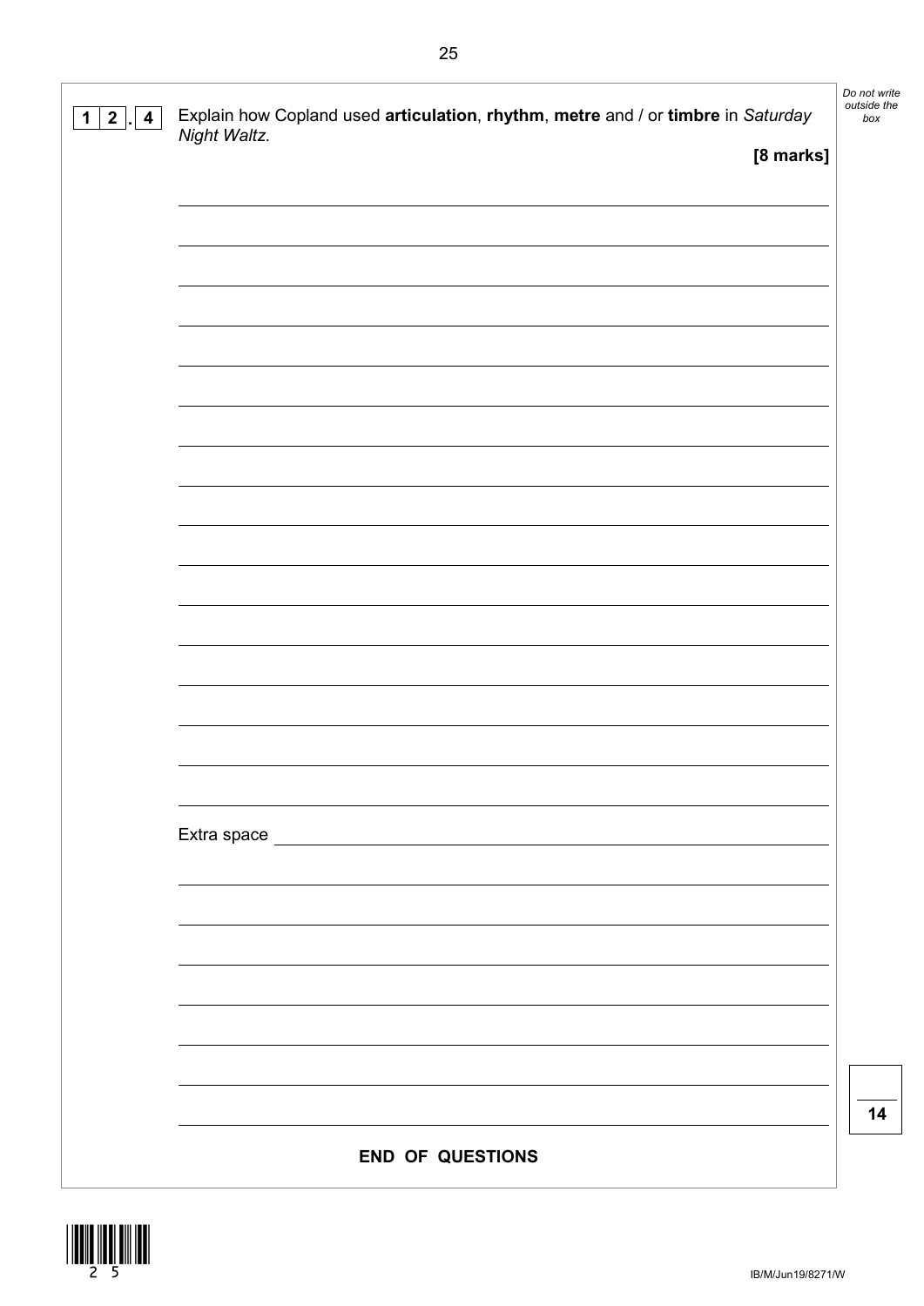**1 2 . 4** Explain how Copland used **articulation**, **rhythm**, **metre** and / or **timbre** in *Saturday Night Waltz*.

**[8 marks]**

Extra space

**14**

**END OF QUESTIONS**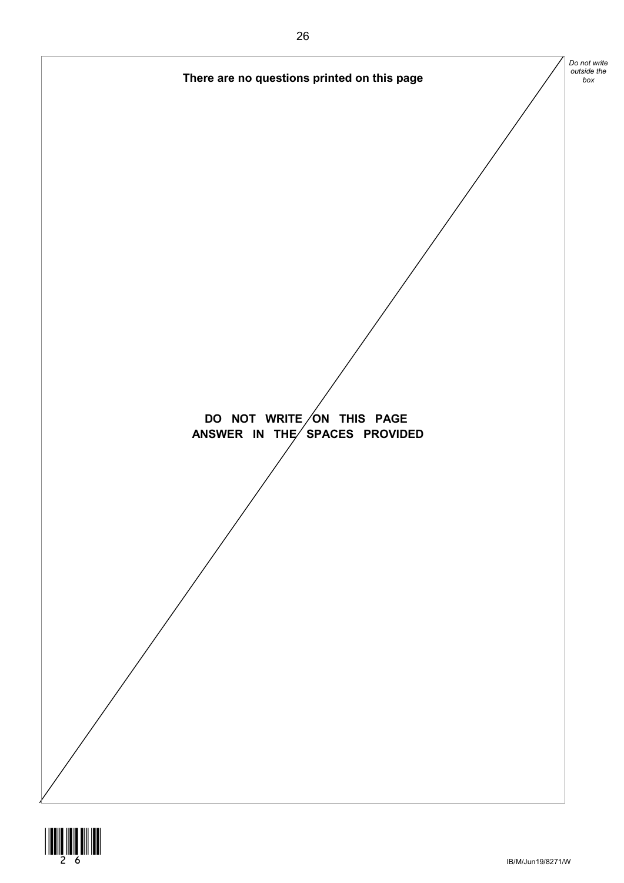**There are no questions printed on this page**

**DO NOT WRITE ON THIS PAGE**
**ANSWER IN THE SPACES PROVIDED**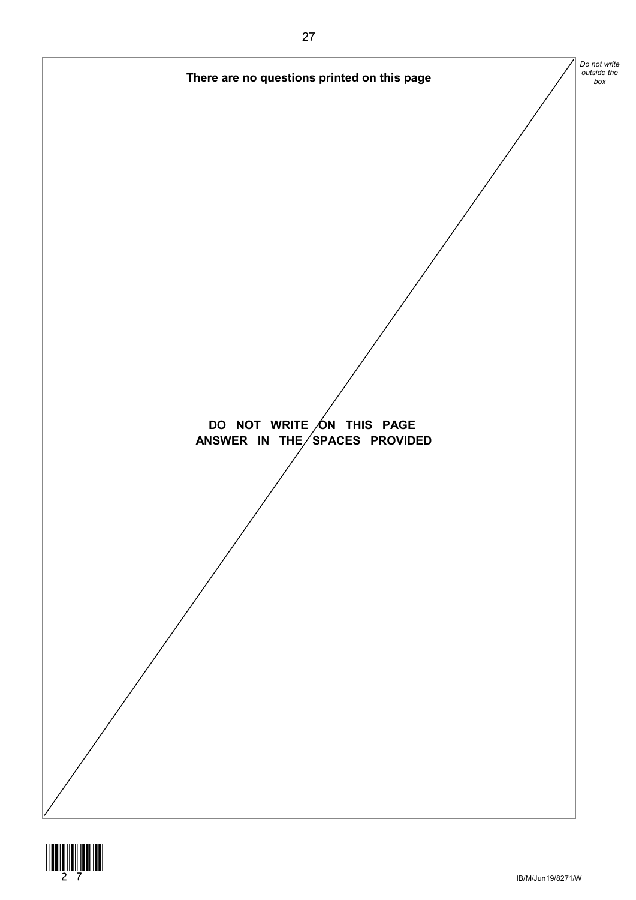**There are no questions printed on this page**

**DO NOT WRITE ON THIS PAGE**
**ANSWER IN THE SPACES PROVIDED**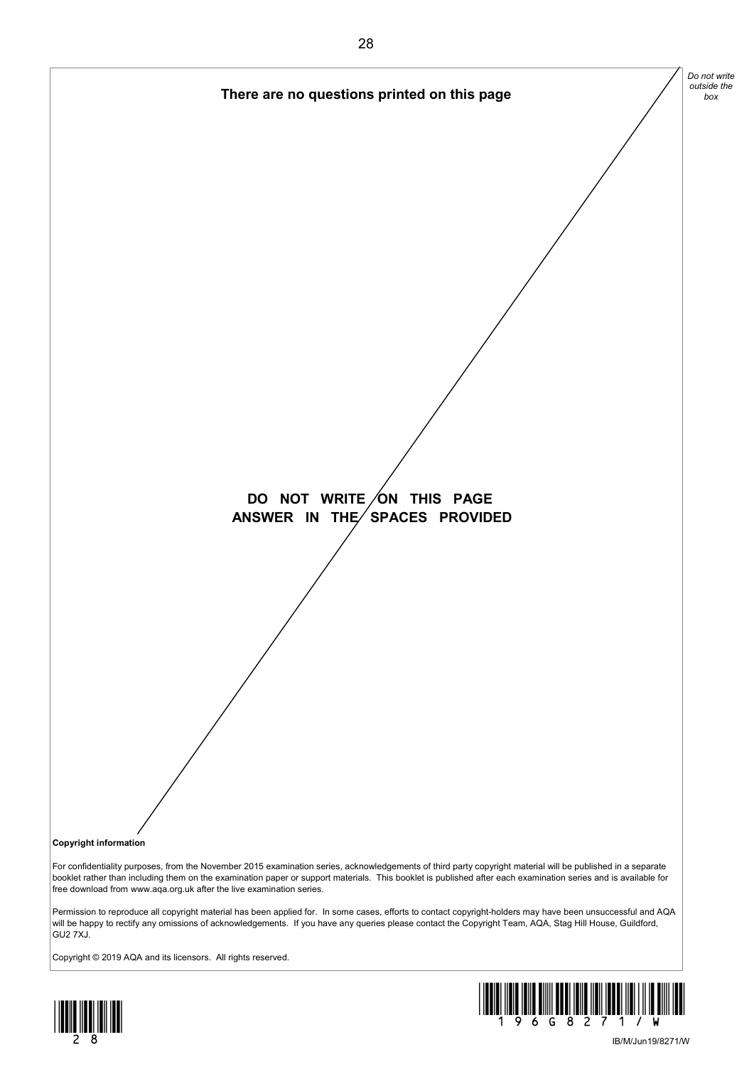**There are no questions printed on this page**

**DO NOT WRITE ON THIS PAGE**
**ANSWER IN THE SPACES PROVIDED**

**Copyright information**

For confidentiality purposes, from the November 2015 examination series, acknowledgements of third party copyright material will be published in a separate booklet rather than including them on the examination paper or support materials. This booklet is published after each examination series and is available for free download from www.aqa.org.uk after the live examination series.

Permission to reproduce all copyright material has been applied for. In some cases, efforts to contact copyright-holders may have been unsuccessful and AQA will be happy to rectify any omissions of acknowledgements. If you have any queries please contact the Copyright Team, AQA, Stag Hill House, Guildford, GU2 7XJ.

Copyright © 2019 AQA and its licensors. All rights reserved.

IB/M/Jun19/8271/W